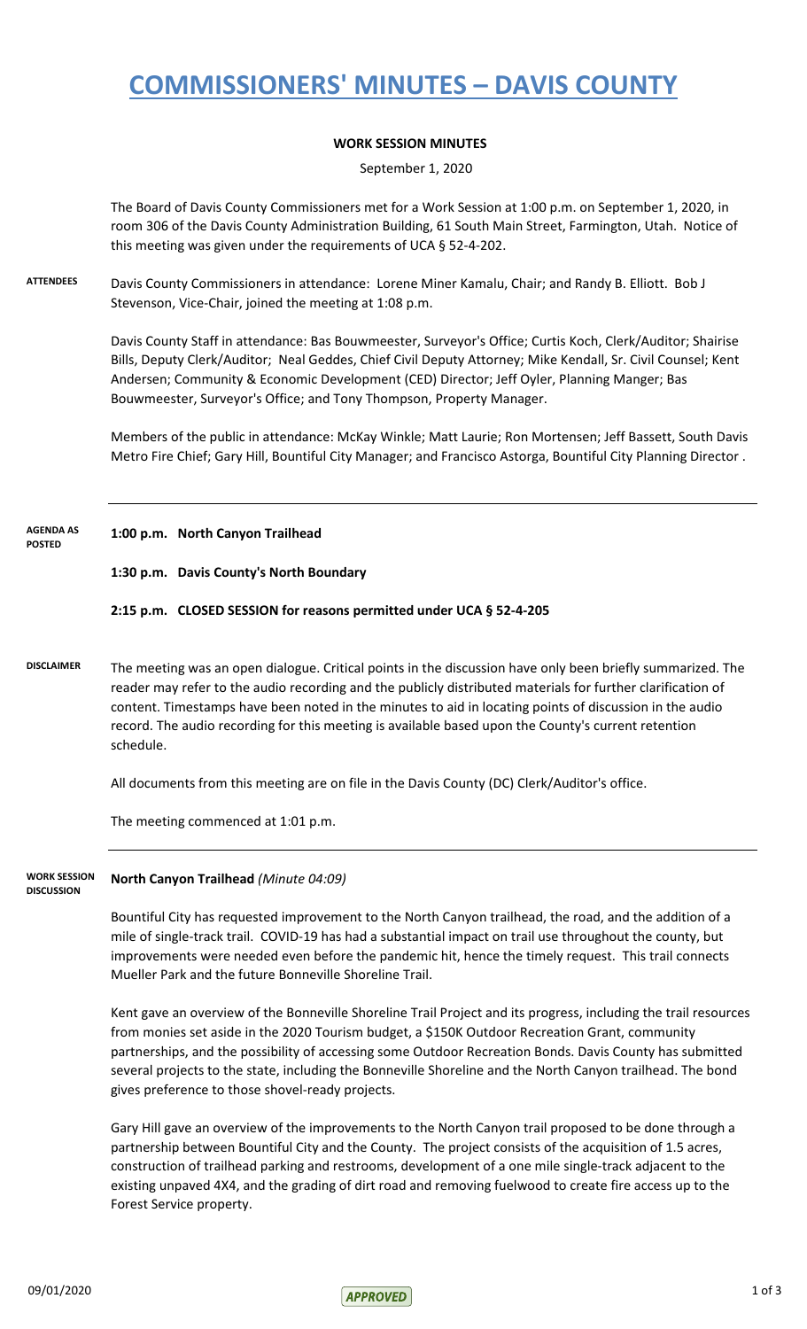# COMMISSIONERS' MINUTES – DAVIS COUNTY

**WORK SESSION MINUTES**

September 1, 2020

The Board of Davis County Commissioners met for a Work Session at 1:00 p.m. on September 1, 2020, in room 306 of the Davis County Administration Building, 61 South Main Street, Farmington, Utah. Notice of this meeting was given under the requirements of UCA § 52-4-202.

**ATTENDEES**

Davis County Commissioners in attendance: Lorene Miner Kamalu, Chair; and Randy B. Elliott. Bob J Stevenson, Vice-Chair, joined the meeting at 1:08 p.m.

Davis County Staff in attendance: Bas Bouwmeester, Surveyor's Office; Curtis Koch, Clerk/Auditor; Shairise Bills, Deputy Clerk/Auditor; Neal Geddes, Chief Civil Deputy Attorney; Mike Kendall, Sr. Civil Counsel; Kent Andersen; Community & Economic Development (CED) Director; Jeff Oyler, Planning Manger; Bas Bouwmeester, Surveyor's Office; and Tony Thompson, Property Manager.

Members of the public in attendance: McKay Winkle; Matt Laurie; Ron Mortensen; Jeff Bassett, South Davis Metro Fire Chief; Gary Hill, Bountiful City Manager; and Francisco Astorga, Bountiful City Planning Director .

**AGENDA AS POSTED**

**1:00 p.m. North Canyon Trailhead**

**1:30 p.m. Davis County's North Boundary**

**2:15 p.m. CLOSED SESSION for reasons permitted under UCA § 52-4-205**

**DISCLAIMER**

The meeting was an open dialogue. Critical points in the discussion have only been briefly summarized. The reader may refer to the audio recording and the publicly distributed materials for further clarification of content. Timestamps have been noted in the minutes to aid in locating points of discussion in the audio record. The audio recording for this meeting is available based upon the County's current retention schedule.

All documents from this meeting are on file in the Davis County (DC) Clerk/Auditor's office.

The meeting commenced at 1:01 p.m.

**WORK SESSION DISCUSSION**

**North Canyon Trailhead** *(Minute 04:09)*

Bountiful City has requested improvement to the North Canyon trailhead, the road, and the addition of a mile of single-track trail. COVID-19 has had a substantial impact on trail use throughout the county, but improvements were needed even before the pandemic hit, hence the timely request. This trail connects Mueller Park and the future Bonneville Shoreline Trail.

Kent gave an overview of the Bonneville Shoreline Trail Project and its progress, including the trail resources from monies set aside in the 2020 Tourism budget, a $150K Outdoor Recreation Grant, community partnerships, and the possibility of accessing some Outdoor Recreation Bonds. Davis County has submitted several projects to the state, including the Bonneville Shoreline and the North Canyon trailhead. The bond gives preference to those shovel-ready projects.

Gary Hill gave an overview of the improvements to the North Canyon trail proposed to be done through a partnership between Bountiful City and the County. The project consists of the acquisition of 1.5 acres, construction of trailhead parking and restrooms, development of a one mile single-track adjacent to the existing unpaved 4X4, and the grading of dirt road and removing fuelwood to create fire access up to the Forest Service property.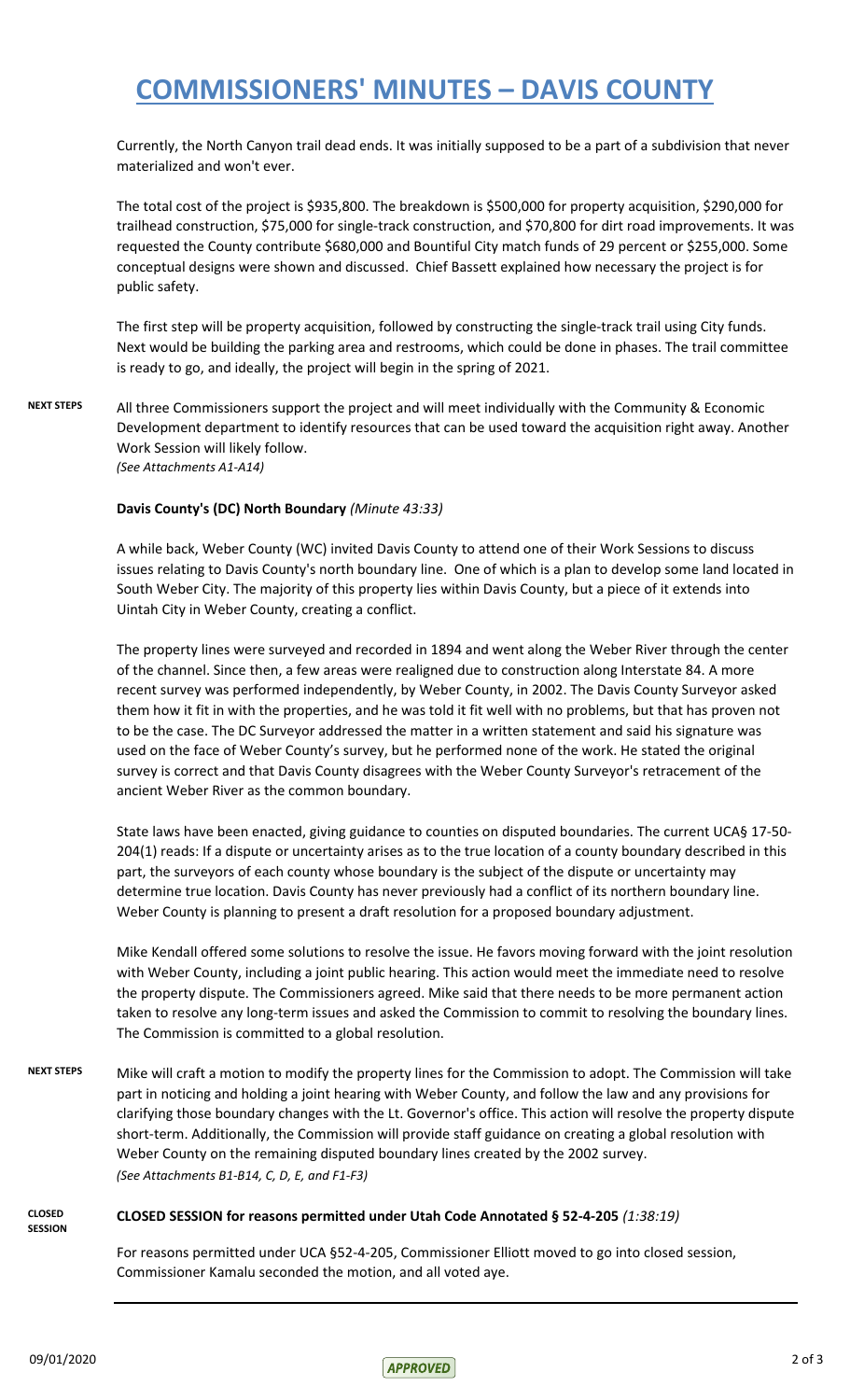Currently, the North Canyon trail dead ends. It was initially supposed to be a part of a subdivision that never materialized and won't ever.

The total cost of the project is $935,800. The breakdown is $500,000 for property acquisition, $290,000 for trailhead construction, $75,000 for single-track construction, and $70,800 for dirt road improvements. It was requested the County contribute $680,000 and Bountiful City match funds of 29 percent or $255,000. Some conceptual designs were shown and discussed. Chief Bassett explained how necessary the project is for public safety.

The first step will be property acquisition, followed by constructing the single-track trail using City funds. Next would be building the parking area and restrooms, which could be done in phases. The trail committee is ready to go, and ideally, the project will begin in the spring of 2021.

**NEXT STEPS** All three Commissioners support the project and will meet individually with the Community & Economic Development department to identify resources that can be used toward the acquisition right away. Another Work Session will likely follow.
*(See Attachments A1-A14)*

**Davis County's (DC) North Boundary** *(Minute 43:33)*

A while back, Weber County (WC) invited Davis County to attend one of their Work Sessions to discuss issues relating to Davis County's north boundary line. One of which is a plan to develop some land located in South Weber City. The majority of this property lies within Davis County, but a piece of it extends into Uintah City in Weber County, creating a conflict.

The property lines were surveyed and recorded in 1894 and went along the Weber River through the center of the channel. Since then, a few areas were realigned due to construction along Interstate 84. A more recent survey was performed independently, by Weber County, in 2002. The Davis County Surveyor asked them how it fit in with the properties, and he was told it fit well with no problems, but that has proven not to be the case. The DC Surveyor addressed the matter in a written statement and said his signature was used on the face of Weber County's survey, but he performed none of the work. He stated the original survey is correct and that Davis County disagrees with the Weber County Surveyor's retracement of the ancient Weber River as the common boundary.

State laws have been enacted, giving guidance to counties on disputed boundaries. The current UCA§ 17-50-204(1) reads: If a dispute or uncertainty arises as to the true location of a county boundary described in this part, the surveyors of each county whose boundary is the subject of the dispute or uncertainty may determine true location. Davis County has never previously had a conflict of its northern boundary line. Weber County is planning to present a draft resolution for a proposed boundary adjustment.

Mike Kendall offered some solutions to resolve the issue. He favors moving forward with the joint resolution with Weber County, including a joint public hearing. This action would meet the immediate need to resolve the property dispute. The Commissioners agreed. Mike said that there needs to be more permanent action taken to resolve any long-term issues and asked the Commission to commit to resolving the boundary lines. The Commission is committed to a global resolution.

**NEXT STEPS** Mike will craft a motion to modify the property lines for the Commission to adopt. The Commission will take part in noticing and holding a joint hearing with Weber County, and follow the law and any provisions for clarifying those boundary changes with the Lt. Governor's office. This action will resolve the property dispute short-term. Additionally, the Commission will provide staff guidance on creating a global resolution with Weber County on the remaining disputed boundary lines created by the 2002 survey.
*(See Attachments B1-B14, C, D, E, and F1-F3)*

**CLOSED SESSION** **CLOSED SESSION for reasons permitted under Utah Code Annotated § 52-4-205** *(1:38:19)*

For reasons permitted under UCA §52-4-205, Commissioner Elliott moved to go into closed session, Commissioner Kamalu seconded the motion, and all voted aye.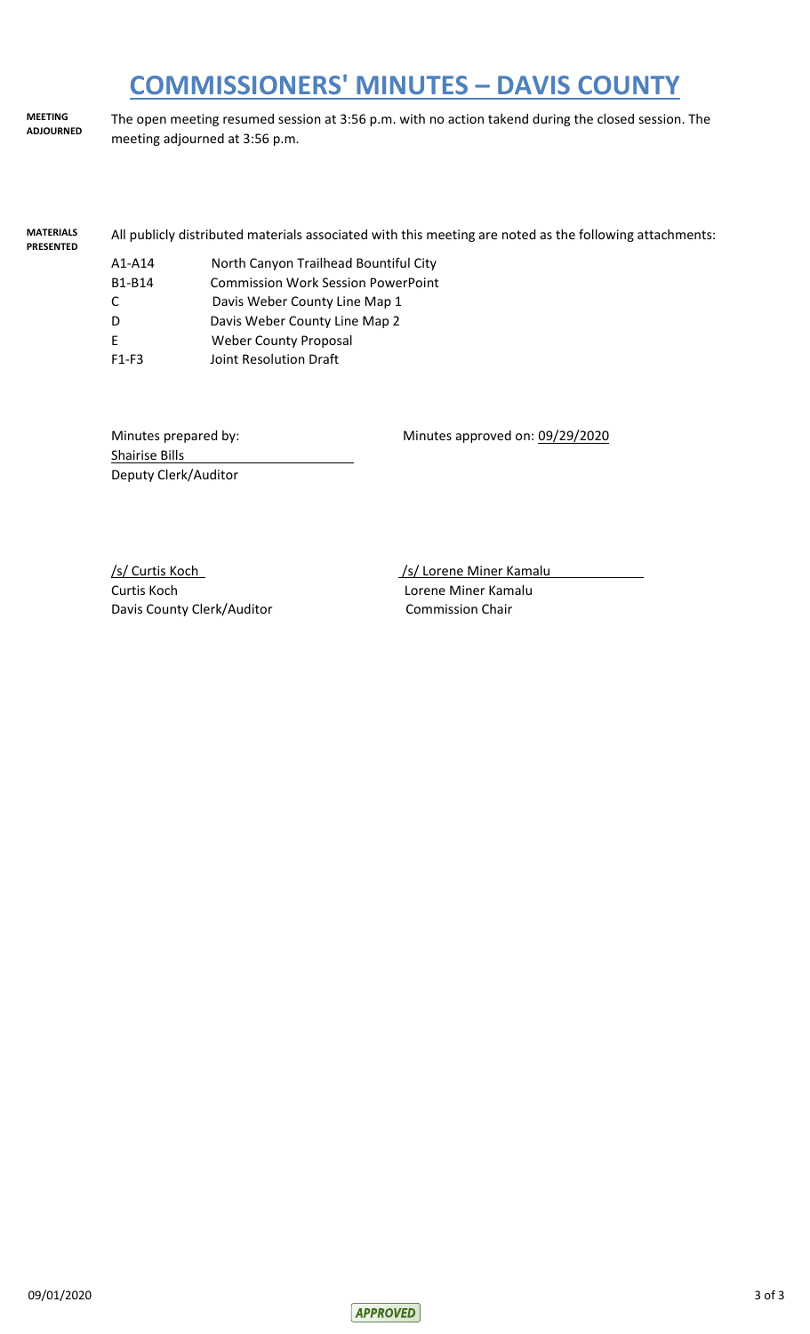# COMMISSIONERS' MINUTES – DAVIS COUNTY

**MEETING ADJOURNED**

The open meeting resumed session at 3:56 p.m. with no action takend during the closed session. The meeting adjourned at 3:56 p.m.

**MATERIALS PRESENTED**

All publicly distributed materials associated with this meeting are noted as the following attachments:

| | |
|---|---|
| A1-A14 | North Canyon Trailhead Bountiful City |
| B1-B14 | Commission Work Session PowerPoint |
| C | Davis Weber County Line Map 1 |
| D | Davis Weber County Line Map 2 |
| E | Weber County Proposal |
| F1-F3 | Joint Resolution Draft |

Minutes prepared by:
Shairise Bills
Deputy Clerk/Auditor

Minutes approved on: 09/29/2020

/s/ Curtis Koch
Curtis Koch
Davis County Clerk/Auditor

/s/ Lorene Miner Kamalu
Lorene Miner Kamalu
Commission Chair

09/01/2020

APPROVED